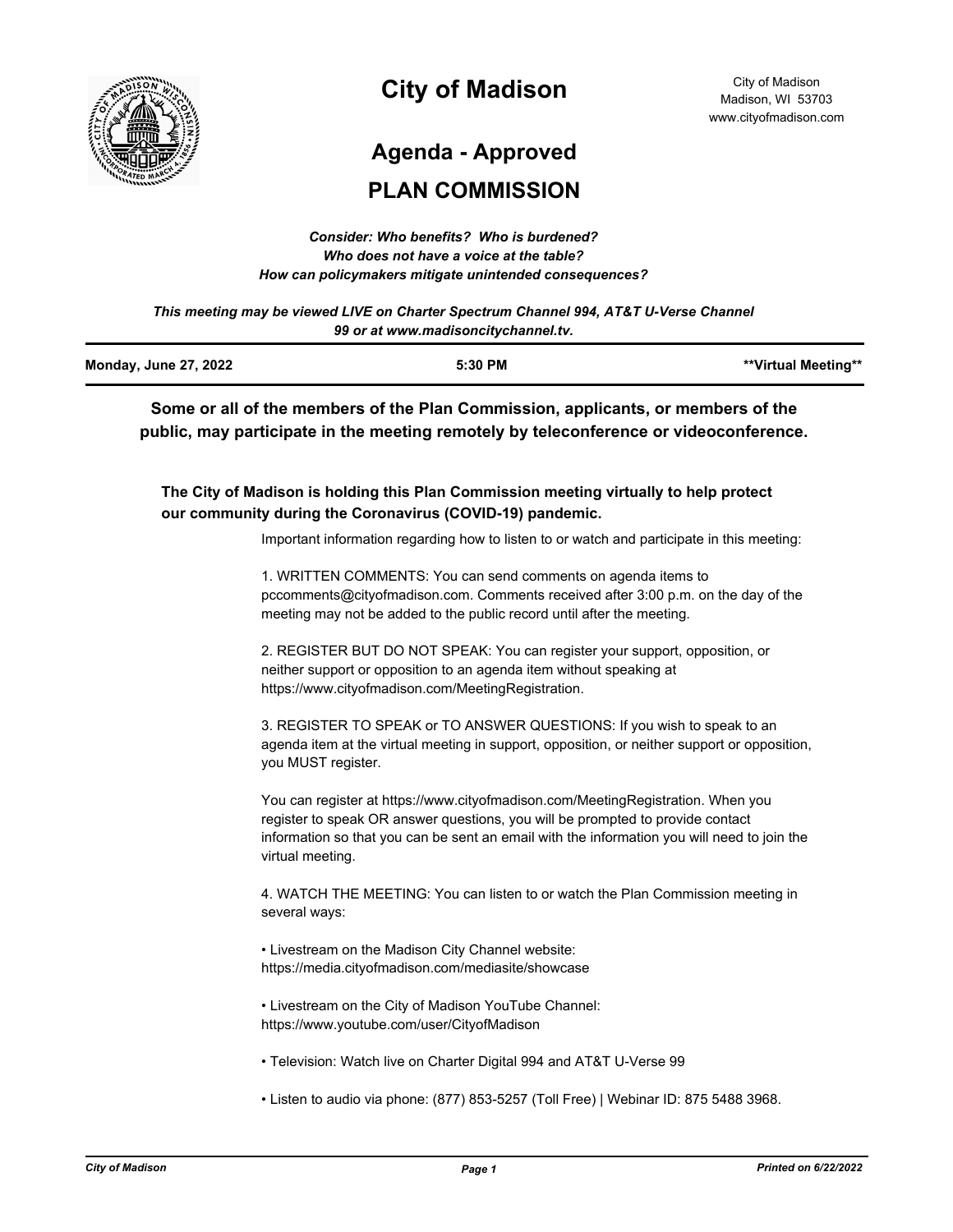# City of Madison

City of Madison
Madison, WI 53703
www.cityofmadison.com

## Agenda - Approved

## PLAN COMMISSION

*Consider: Who benefits? Who is burdened?*
*Who does not have a voice at the table?*
*How can policymakers mitigate unintended consequences?*

*This meeting may be viewed LIVE on Charter Spectrum Channel 994, AT&T U-Verse Channel 99 or at www.madisoncitychannel.tv.*

| **Monday, June 27, 2022** | **5:30 PM** | **\*\*Virtual Meeting\*\*** |
|---|---|---|

**Some or all of the members of the Plan Commission, applicants, or members of the public, may participate in the meeting remotely by teleconference or videoconference.**

**The City of Madison is holding this Plan Commission meeting virtually to help protect our community during the Coronavirus (COVID-19) pandemic.**

Important information regarding how to listen to or watch and participate in this meeting:

1. WRITTEN COMMENTS: You can send comments on agenda items to pccomments@cityofmadison.com. Comments received after 3:00 p.m. on the day of the meeting may not be added to the public record until after the meeting.

2. REGISTER BUT DO NOT SPEAK: You can register your support, opposition, or neither support or opposition to an agenda item without speaking at https://www.cityofmadison.com/MeetingRegistration.

3. REGISTER TO SPEAK or TO ANSWER QUESTIONS: If you wish to speak to an agenda item at the virtual meeting in support, opposition, or neither support or opposition, you MUST register.

You can register at https://www.cityofmadison.com/MeetingRegistration. When you register to speak OR answer questions, you will be prompted to provide contact information so that you can be sent an email with the information you will need to join the virtual meeting.

4. WATCH THE MEETING: You can listen to or watch the Plan Commission meeting in several ways:

• Livestream on the Madison City Channel website: https://media.cityofmadison.com/mediasite/showcase

• Livestream on the City of Madison YouTube Channel: https://www.youtube.com/user/CityofMadison

• Television: Watch live on Charter Digital 994 and AT&T U-Verse 99

• Listen to audio via phone: (877) 853-5257 (Toll Free) | Webinar ID: 875 5488 3968.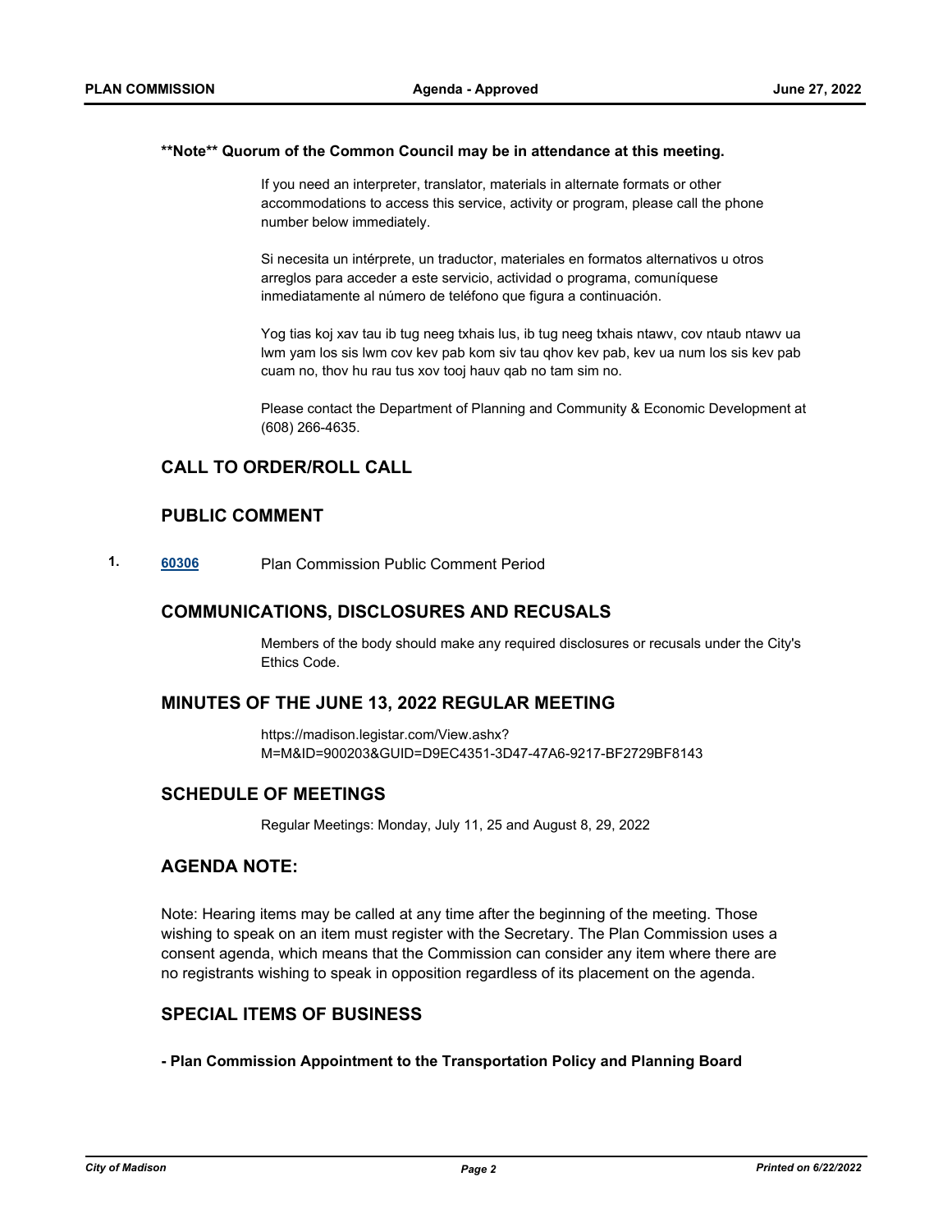**\*\*Note\*\* Quorum of the Common Council may be in attendance at this meeting.**

If you need an interpreter, translator, materials in alternate formats or other accommodations to access this service, activity or program, please call the phone number below immediately.

Si necesita un intérprete, un traductor, materiales en formatos alternativos u otros arreglos para acceder a este servicio, actividad o programa, comuníquese inmediatamente al número de teléfono que figura a continuación.

Yog tias koj xav tau ib tug neeg txhais lus, ib tug neeg txhais ntawv, cov ntaub ntawv ua lwm yam los sis lwm cov kev pab kom siv tau qhov kev pab, kev ua num los sis kev pab cuam no, thov hu rau tus xov tooj hauv qab no tam sim no.

Please contact the Department of Planning and Community & Economic Development at (608) 266-4635.

## CALL TO ORDER/ROLL CALL

## PUBLIC COMMENT

**1.** **60306** Plan Commission Public Comment Period

## COMMUNICATIONS, DISCLOSURES AND RECUSALS

Members of the body should make any required disclosures or recusals under the City's Ethics Code.

## MINUTES OF THE JUNE 13, 2022 REGULAR MEETING

https://madison.legistar.com/View.ashx?M=M&ID=900203&GUID=D9EC4351-3D47-47A6-9217-BF2729BF8143

## SCHEDULE OF MEETINGS

Regular Meetings: Monday, July 11, 25 and August 8, 29, 2022

## AGENDA NOTE:

Note: Hearing items may be called at any time after the beginning of the meeting. Those wishing to speak on an item must register with the Secretary. The Plan Commission uses a consent agenda, which means that the Commission can consider any item where there are no registrants wishing to speak in opposition regardless of its placement on the agenda.

## SPECIAL ITEMS OF BUSINESS

**- Plan Commission Appointment to the Transportation Policy and Planning Board**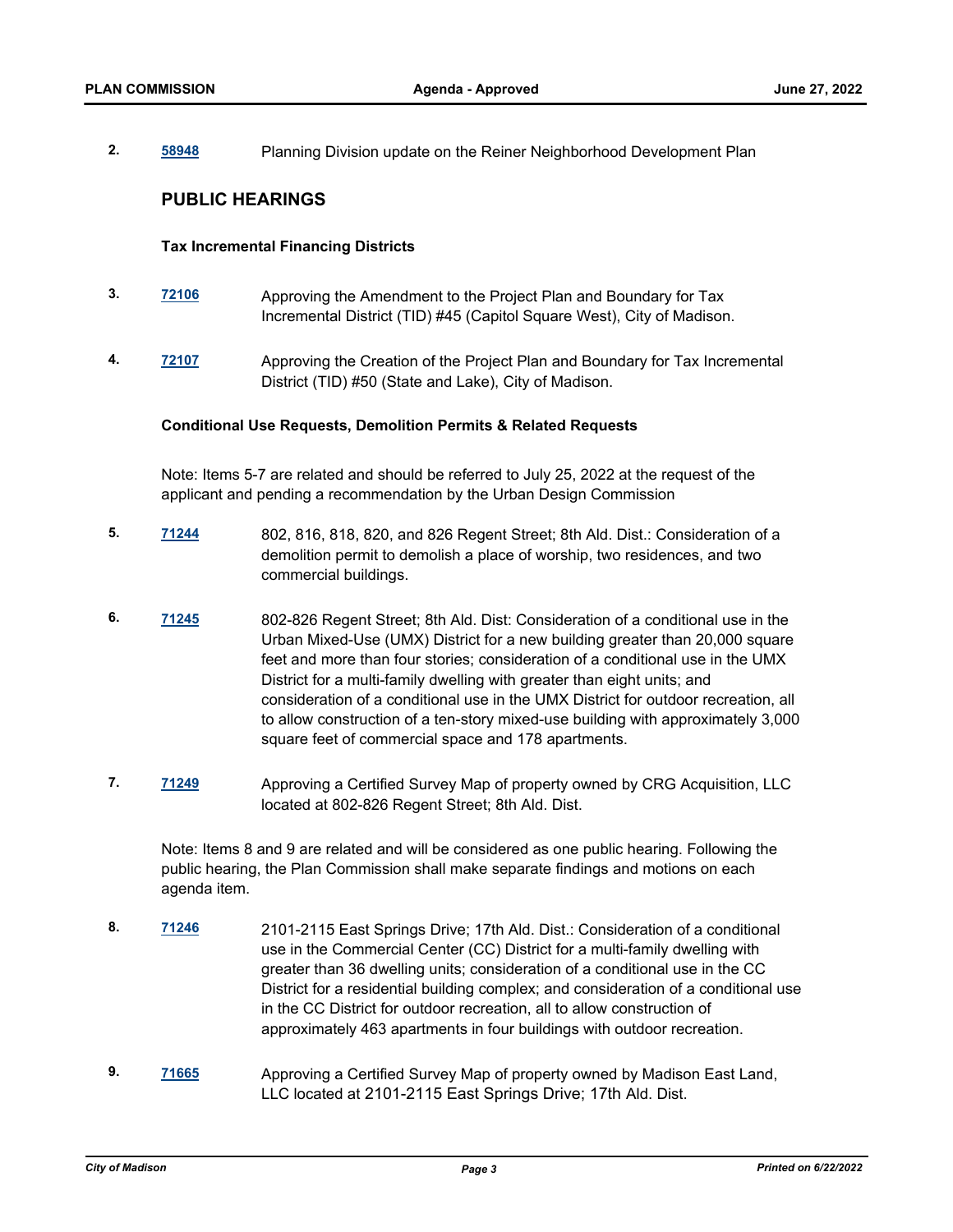2. **58948** Planning Division update on the Reiner Neighborhood Development Plan

## PUBLIC HEARINGS

### Tax Incremental Financing Districts

3. **72106** Approving the Amendment to the Project Plan and Boundary for Tax Incremental District (TID) #45 (Capitol Square West), City of Madison.

4. **72107** Approving the Creation of the Project Plan and Boundary for Tax Incremental District (TID) #50 (State and Lake), City of Madison.

### Conditional Use Requests, Demolition Permits & Related Requests

Note: Items 5-7 are related and should be referred to July 25, 2022 at the request of the applicant and pending a recommendation by the Urban Design Commission

5. **71244** 802, 816, 818, 820, and 826 Regent Street; 8th Ald. Dist.: Consideration of a demolition permit to demolish a place of worship, two residences, and two commercial buildings.

6. **71245** 802-826 Regent Street; 8th Ald. Dist: Consideration of a conditional use in the Urban Mixed-Use (UMX) District for a new building greater than 20,000 square feet and more than four stories; consideration of a conditional use in the UMX District for a multi-family dwelling with greater than eight units; and consideration of a conditional use in the UMX District for outdoor recreation, all to allow construction of a ten-story mixed-use building with approximately 3,000 square feet of commercial space and 178 apartments.

7. **71249** Approving a Certified Survey Map of property owned by CRG Acquisition, LLC located at 802-826 Regent Street; 8th Ald. Dist.

Note: Items 8 and 9 are related and will be considered as one public hearing. Following the public hearing, the Plan Commission shall make separate findings and motions on each agenda item.

8. **71246** 2101-2115 East Springs Drive; 17th Ald. Dist.: Consideration of a conditional use in the Commercial Center (CC) District for a multi-family dwelling with greater than 36 dwelling units; consideration of a conditional use in the CC District for a residential building complex; and consideration of a conditional use in the CC District for outdoor recreation, all to allow construction of approximately 463 apartments in four buildings with outdoor recreation.

9. **71665** Approving a Certified Survey Map of property owned by Madison East Land, LLC located at 2101-2115 East Springs Drive; 17th Ald. Dist.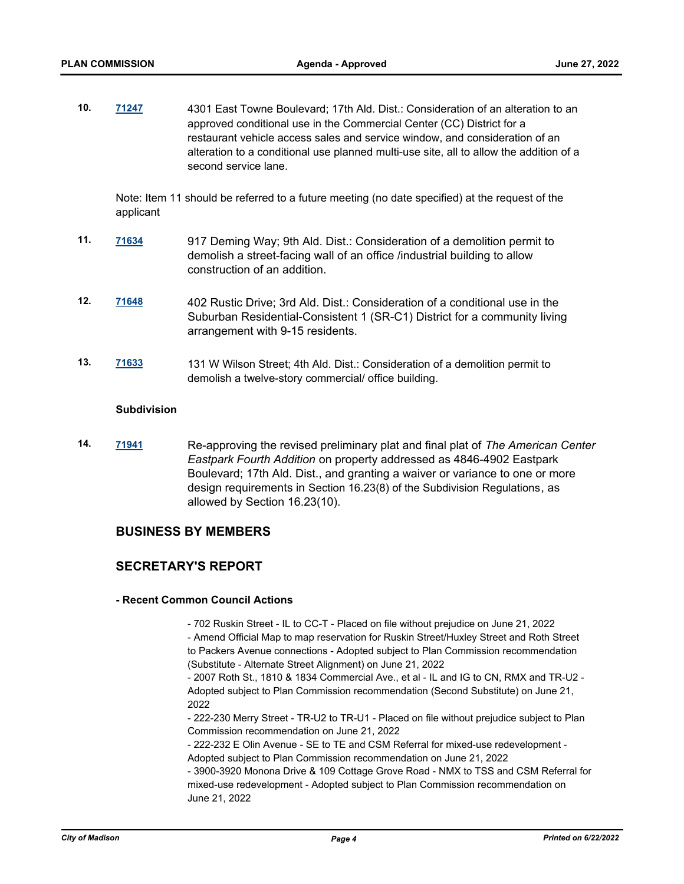**10.** **71247** 4301 East Towne Boulevard; 17th Ald. Dist.: Consideration of an alteration to an approved conditional use in the Commercial Center (CC) District for a restaurant vehicle access sales and service window, and consideration of an alteration to a conditional use planned multi-use site, all to allow the addition of a second service lane.

Note: Item 11 should be referred to a future meeting (no date specified) at the request of the applicant

**11.** **71634** 917 Deming Way; 9th Ald. Dist.: Consideration of a demolition permit to demolish a street-facing wall of an office /industrial building to allow construction of an addition.

**12.** **71648** 402 Rustic Drive; 3rd Ald. Dist.: Consideration of a conditional use in the Suburban Residential-Consistent 1 (SR-C1) District for a community living arrangement with 9-15 residents.

**13.** **71633** 131 W Wilson Street; 4th Ald. Dist.: Consideration of a demolition permit to demolish a twelve-story commercial/ office building.

**Subdivision**

**14.** **71941** Re-approving the revised preliminary plat and final plat of *The American Center Eastpark Fourth Addition* on property addressed as 4846-4902 Eastpark Boulevard; 17th Ald. Dist., and granting a waiver or variance to one or more design requirements in Section 16.23(8) of the Subdivision Regulations, as allowed by Section 16.23(10).

## BUSINESS BY MEMBERS

## SECRETARY'S REPORT

**- Recent Common Council Actions**

- 702 Ruskin Street - IL to CC-T - Placed on file without prejudice on June 21, 2022
- Amend Official Map to map reservation for Ruskin Street/Huxley Street and Roth Street to Packers Avenue connections - Adopted subject to Plan Commission recommendation (Substitute - Alternate Street Alignment) on June 21, 2022
- 2007 Roth St., 1810 & 1834 Commercial Ave., et al - IL and IG to CN, RMX and TR-U2 - Adopted subject to Plan Commission recommendation (Second Substitute) on June 21, 2022
- 222-230 Merry Street - TR-U2 to TR-U1 - Placed on file without prejudice subject to Plan Commission recommendation on June 21, 2022
- 222-232 E Olin Avenue - SE to TE and CSM Referral for mixed-use redevelopment - Adopted subject to Plan Commission recommendation on June 21, 2022
- 3900-3920 Monona Drive & 109 Cottage Grove Road - NMX to TSS and CSM Referral for mixed-use redevelopment - Adopted subject to Plan Commission recommendation on June 21, 2022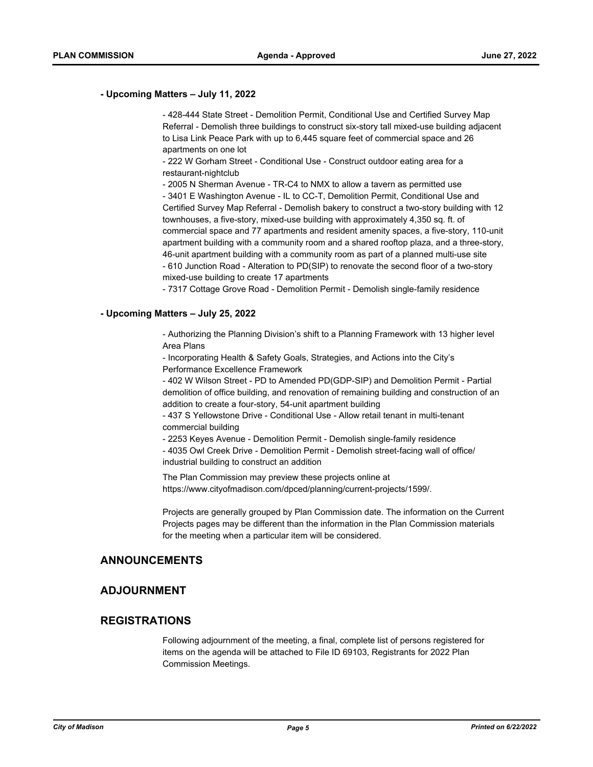**- Upcoming Matters – July 11, 2022**

- 428-444 State Street - Demolition Permit, Conditional Use and Certified Survey Map Referral - Demolish three buildings to construct six-story tall mixed-use building adjacent to Lisa Link Peace Park with up to 6,445 square feet of commercial space and 26 apartments on one lot
- 222 W Gorham Street - Conditional Use - Construct outdoor eating area for a restaurant-nightclub
- 2005 N Sherman Avenue - TR-C4 to NMX to allow a tavern as permitted use
- 3401 E Washington Avenue - IL to CC-T, Demolition Permit, Conditional Use and Certified Survey Map Referral - Demolish bakery to construct a two-story building with 12 townhouses, a five-story, mixed-use building with approximately 4,350 sq. ft. of commercial space and 77 apartments and resident amenity spaces, a five-story, 110-unit apartment building with a community room and a shared rooftop plaza, and a three-story, 46-unit apartment building with a community room as part of a planned multi-use site
- 610 Junction Road - Alteration to PD(SIP) to renovate the second floor of a two-story mixed-use building to create 17 apartments
- 7317 Cottage Grove Road - Demolition Permit - Demolish single-family residence

**- Upcoming Matters – July 25, 2022**

- Authorizing the Planning Division's shift to a Planning Framework with 13 higher level Area Plans
- Incorporating Health & Safety Goals, Strategies, and Actions into the City's Performance Excellence Framework
- 402 W Wilson Street - PD to Amended PD(GDP-SIP) and Demolition Permit - Partial demolition of office building, and renovation of remaining building and construction of an addition to create a four-story, 54-unit apartment building
- 437 S Yellowstone Drive - Conditional Use - Allow retail tenant in multi-tenant commercial building
- 2253 Keyes Avenue - Demolition Permit - Demolish single-family residence
- 4035 Owl Creek Drive - Demolition Permit - Demolish street-facing wall of office/ industrial building to construct an addition

The Plan Commission may preview these projects online at https://www.cityofmadison.com/dpced/planning/current-projects/1599/.

Projects are generally grouped by Plan Commission date. The information on the Current Projects pages may be different than the information in the Plan Commission materials for the meeting when a particular item will be considered.

## ANNOUNCEMENTS

## ADJOURNMENT

## REGISTRATIONS

Following adjournment of the meeting, a final, complete list of persons registered for items on the agenda will be attached to File ID 69103, Registrants for 2022 Plan Commission Meetings.